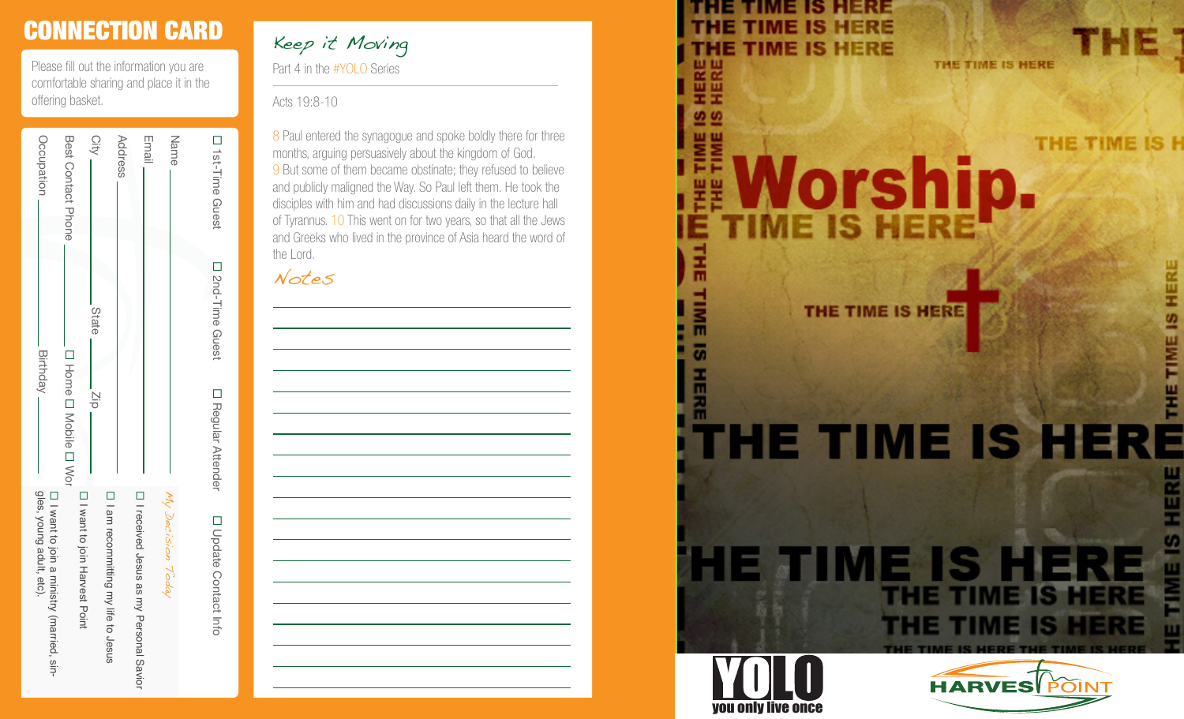## CONNECTION CARD

Please fill out the information you are comfortable sharing and place it in the offering basket.

☐ 1st-Time Guest ☐ 2nd-Time Guest ☐ Regular Attender ☐ Update Contact Info

Name ______________________

Email ______________________

Address ______________________

City __________ State ______ Zip ______

Best Contact Phone __________ ☐ Home ☐ Mobile ☐ Wor

Occupation __________ Birthday __________

*My Decision Today*

☐ I received Jesus as my Personal Savior

☐ I am recommitting my life to Jesus

☐ I want to join Harvest Point

☐ I want to join a ministry (married, singles, young adult, etc)

## *Keep it Moving*

Part 4 in the #YOLO Series

Acts 19:8-10

8 Paul entered the synagogue and spoke boldly there for three months, arguing persuasively about the kingdom of God. 9 But some of them became obstinate; they refused to believe and publicly maligned the Way. So Paul left them. He took the disciples with him and had discussions daily in the lecture hall of Tyrannus. 10 This went on for two years, so that all the Jews and Greeks who lived in the province of Asia heard the word of the Lord.

*Notes*

THE TIME IS HERE

Worship.

YOLO you only live once

HARVEST POINT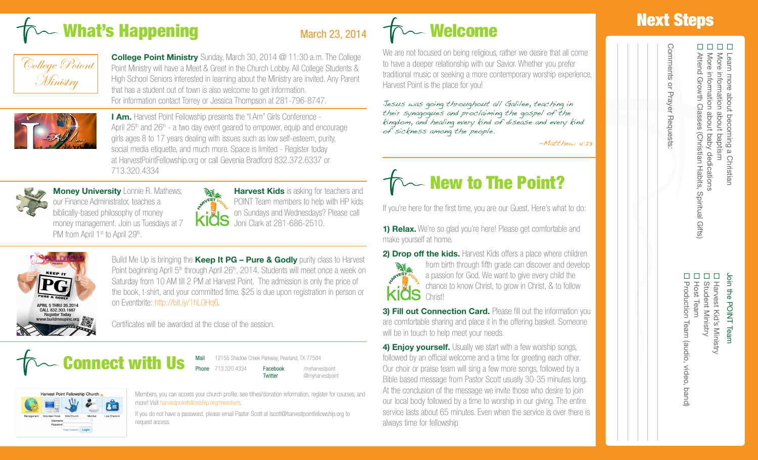# What's Happening

March 23, 2014

College Point Ministry

**College Point Ministry** Sunday, March 30, 2014 @ 11:30 a.m. The College Point Ministry will have a Meet & Greet in the Church Lobby. All College Students & High School Seniors interested in learning about the Ministry are invited. Any Parent that has a student out of town is also welcome to get information. For information contact Torrey or Jessica Thompson at 281-796-8747.

**I Am.** Harvest Point Fellowship presents the "I Am" Girls Conference - April 25th and 26th - a two day event geared to empower, equip and encourage girls ages 8 to 17 years dealing with issues such as low self-esteem, purity, social media etiquette, and much more. Space is limited - Register today at HarvestPointFellowship.org or call Gevenia Bradford 832.372.6337 or 713.320.4334

**Money University** Lonnie R. Mathews, our Finance Administrator, teaches a biblically-based philosophy of money money management. Join us Tuesdays at 7 PM from April 1st to April 29th.

**Harvest Kids** is asking for teachers and POINT Team members to help with HP kids on Sundays and Wednesdays? Please call Joni Clark at 281-686-2510.

Build Me Up is bringing the **Keep It PG – Pure & Godly** purity class to Harvest Point beginning April 5th through April 26th, 2014. Students will meet once a week on Saturday from 10 AM till 2 PM at Harvest Point. The admission is only the price of the book, t-shirt, and your committed time. $25 is due upon registration in person or on Eventbrite: http://bit.ly/1hL0Hq6.

Certificates will be awarded at the close of the session.

# Connect with Us

**Mail** 12155 Shadow Creek Parkway, Pearland, TX 77584

**Phone** 713.320.4334

**Facebook** /myharvestpoint

**Twitter** @myharvestpoint

Members, you can access your church profile, see tithes/donation information, register for courses, and more! Visit harvestpointfellowship.org/members.

If you do not have a password, please email Pastor Scott at lscott@harvestpointfellowship.org to request access.

# Welcome

We are not focused on being religious, rather we desire that all come to have a deeper relationship with our Savior. Whether you prefer traditional music or seeking a more contemporary worship experience, Harvest Point is the place for you!

*Jesus was going throughout all Galilee, teaching in their synagogues and proclaiming the gospel of the kingdom, and healing every kind of disease and every kind of sickness among the people.*

*–Matthew 4:23*

# New to The Point?

If you're here for the first time, you are our Guest. Here's what to do:

**1) Relax.** We're so glad you're here! Please get comfortable and make yourself at home.

**2) Drop off the kids.** Harvest Kids offers a place where children from birth through fifth grade can discover and develop a passion for God. We want to give every child the chance to know Christ, to grow in Christ, & to follow Christ!

**3) Fill out Connection Card.** Please fill out the information you are comfortable sharing and place it in the offering basket. Someone will be in touch to help meet your needs.

**4) Enjoy yourself.** Usually we start with a few worship songs, followed by an official welcome and a time for greeting each other. Our choir or praise team will sing a few more songs, followed by a Bible based message from Pastor Scott usually 30-35 minutes long. At the conclusion of the message we invite those who desire to join our local body followed by a time to worship in our giving. The entire service lasts about 65 minutes. Even when the service is over there is always time for fellowship

# Next Steps

- ☐ Learn more about becoming a Christian
- ☐ More information about baptism
- ☐ More information about baby dedications
- ☐ Attend Growth Classes (Christian Habits, Spiritual Gifts)

Join the POINT Team

- ☐ Harvest Kid's Ministry
- ☐ Student Ministry
- ☐ Host Team
- ☐ Production Team (audio, video, band)

Comments or Prayer Requests: